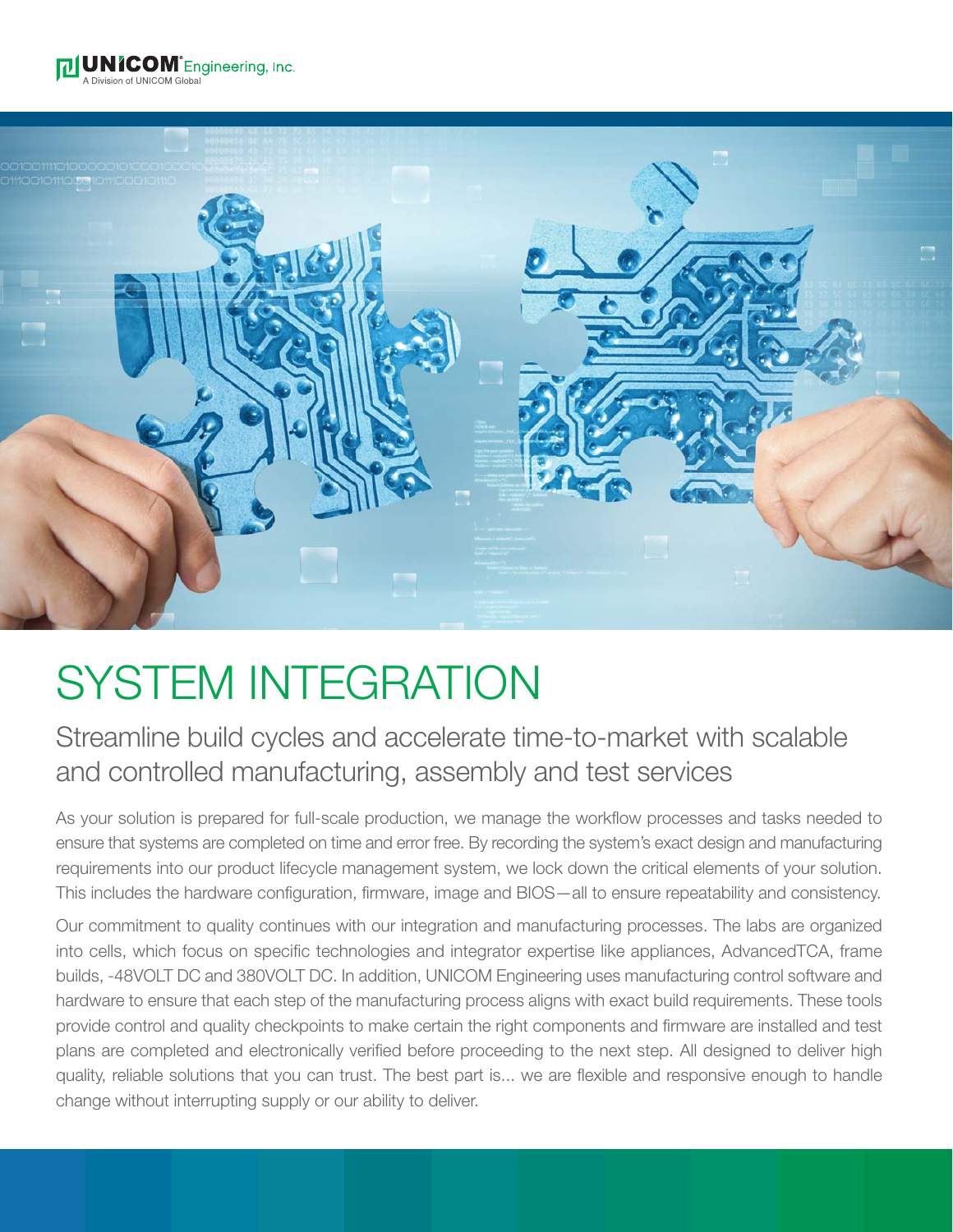UNICOM Engineering, Inc.
A Division of UNICOM Global

# SYSTEM INTEGRATION

## Streamline build cycles and accelerate time-to-market with scalable and controlled manufacturing, assembly and test services

As your solution is prepared for full-scale production, we manage the workflow processes and tasks needed to ensure that systems are completed on time and error free. By recording the system's exact design and manufacturing requirements into our product lifecycle management system, we lock down the critical elements of your solution. This includes the hardware configuration, firmware, image and BIOS—all to ensure repeatability and consistency.

Our commitment to quality continues with our integration and manufacturing processes. The labs are organized into cells, which focus on specific technologies and integrator expertise like appliances, AdvancedTCA, frame builds, -48VOLT DC and 380VOLT DC. In addition, UNICOM Engineering uses manufacturing control software and hardware to ensure that each step of the manufacturing process aligns with exact build requirements. These tools provide control and quality checkpoints to make certain the right components and firmware are installed and test plans are completed and electronically verified before proceeding to the next step. All designed to deliver high quality, reliable solutions that you can trust. The best part is... we are flexible and responsive enough to handle change without interrupting supply or our ability to deliver.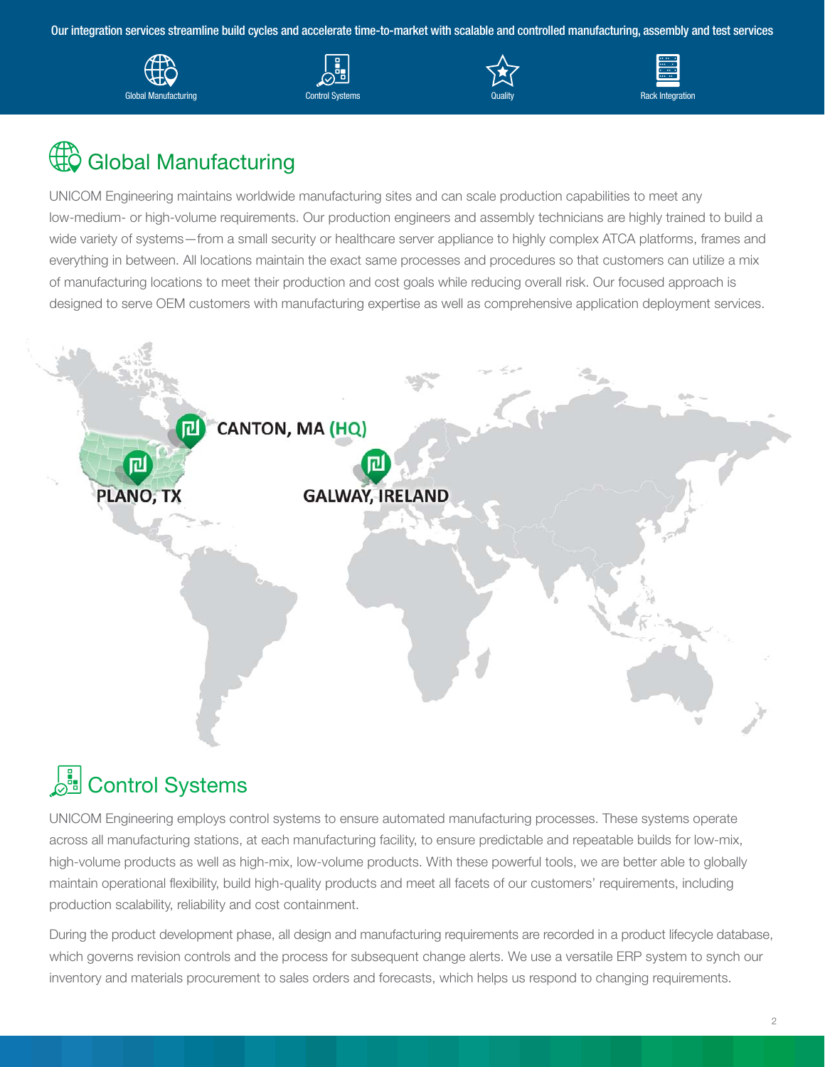Our integration services streamline build cycles and accelerate time-to-market with scalable and controlled manufacturing, assembly and test services

Global Manufacturing | Control Systems | Quality | Rack Integration

## Global Manufacturing

UNICOM Engineering maintains worldwide manufacturing sites and can scale production capabilities to meet any low-medium- or high-volume requirements. Our production engineers and assembly technicians are highly trained to build a wide variety of systems—from a small security or healthcare server appliance to highly complex ATCA platforms, frames and everything in between. All locations maintain the exact same processes and procedures so that customers can utilize a mix of manufacturing locations to meet their production and cost goals while reducing overall risk. Our focused approach is designed to serve OEM customers with manufacturing expertise as well as comprehensive application deployment services.

CANTON, MA (HQ)

PLANO, TX

GALWAY, IRELAND

## Control Systems

UNICOM Engineering employs control systems to ensure automated manufacturing processes. These systems operate across all manufacturing stations, at each manufacturing facility, to ensure predictable and repeatable builds for low-mix, high-volume products as well as high-mix, low-volume products. With these powerful tools, we are better able to globally maintain operational flexibility, build high-quality products and meet all facets of our customers' requirements, including production scalability, reliability and cost containment.

During the product development phase, all design and manufacturing requirements are recorded in a product lifecycle database, which governs revision controls and the process for subsequent change alerts. We use a versatile ERP system to synch our inventory and materials procurement to sales orders and forecasts, which helps us respond to changing requirements.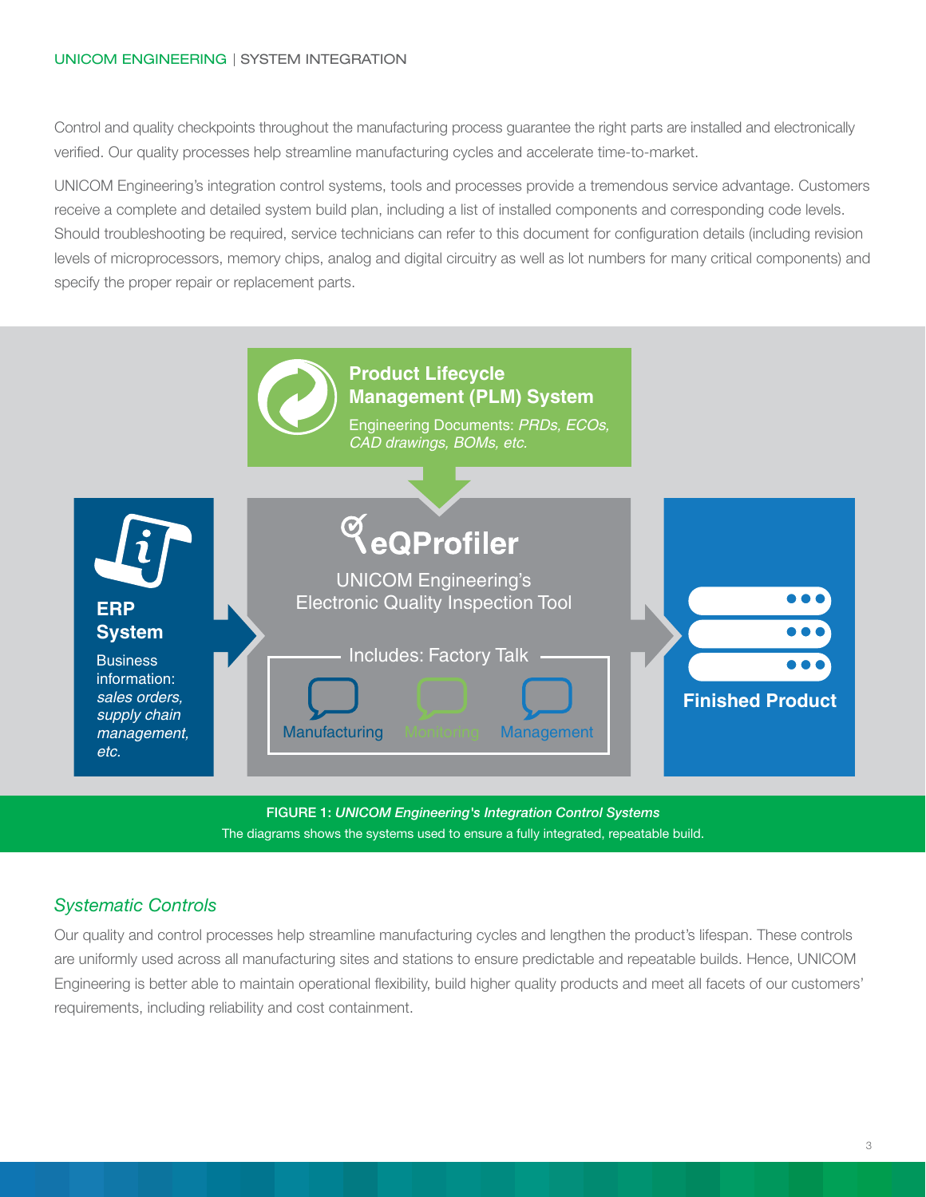Control and quality checkpoints throughout the manufacturing process guarantee the right parts are installed and electronically verified. Our quality processes help streamline manufacturing cycles and accelerate time-to-market.

UNICOM Engineering's integration control systems, tools and processes provide a tremendous service advantage. Customers receive a complete and detailed system build plan, including a list of installed components and corresponding code levels. Should troubleshooting be required, service technicians can refer to this document for configuration details (including revision levels of microprocessors, memory chips, analog and digital circuitry as well as lot numbers for many critical components) and specify the proper repair or replacement parts.

**Product Lifecycle Management (PLM) System**

Engineering Documents: *PRDs, ECOs, CAD drawings, BOMs, etc.*

**ERP System**

Business information: *sales orders, supply chain management, etc.*

**eQProfiler**

UNICOM Engineering's Electronic Quality Inspection Tool

Includes: Factory Talk

Manufacturing | Monitoring | Management

**Finished Product**

FIGURE 1: *UNICOM Engineering's Integration Control Systems*
The diagrams shows the systems used to ensure a fully integrated, repeatable build.

## *Systematic Controls*

Our quality and control processes help streamline manufacturing cycles and lengthen the product's lifespan. These controls are uniformly used across all manufacturing sites and stations to ensure predictable and repeatable builds. Hence, UNICOM Engineering is better able to maintain operational flexibility, build higher quality products and meet all facets of our customers' requirements, including reliability and cost containment.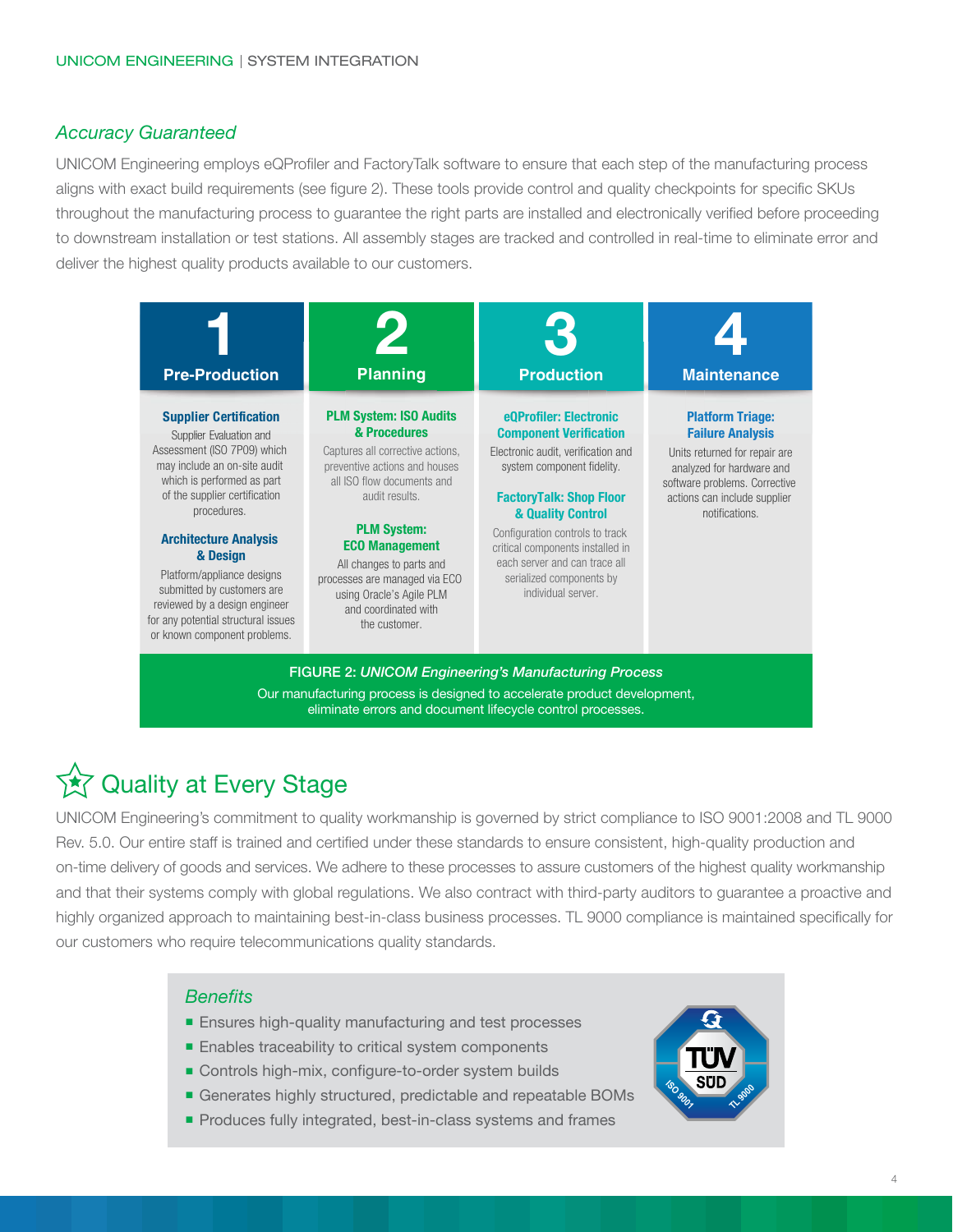### *Accuracy Guaranteed*

UNICOM Engineering employs eQProfiler and FactoryTalk software to ensure that each step of the manufacturing process aligns with exact build requirements (see figure 2). These tools provide control and quality checkpoints for specific SKUs throughout the manufacturing process to guarantee the right parts are installed and electronically verified before proceeding to downstream installation or test stations. All assembly stages are tracked and controlled in real-time to eliminate error and deliver the highest quality products available to our customers.

| 1 Pre-Production | 2 Planning | 3 Production | 4 Maintenance |
|---|---|---|---|
| **Supplier Certification**<br>Supplier Evaluation and Assessment (ISO 7P09) which may include an on-site audit which is performed as part of the supplier certification procedures.<br><br>**Architecture Analysis & Design**<br>Platform/appliance designs submitted by customers are reviewed by a design engineer for any potential structural issues or known component problems. | **PLM System: ISO Audits & Procedures**<br>Captures all corrective actions, preventive actions and houses all ISO flow documents and audit results.<br><br>**PLM System: ECO Management**<br>All changes to parts and processes are managed via ECO using Oracle's Agile PLM and coordinated with the customer. | **eQProfiler: Electronic Component Verification**<br>Electronic audit, verification and system component fidelity.<br><br>**FactoryTalk: Shop Floor & Quality Control**<br>Configuration controls to track critical components installed in each server and can trace all serialized components by individual server. | **Platform Triage: Failure Analysis**<br>Units returned for repair are analyzed for hardware and software problems. Corrective actions can include supplier notifications. |

FIGURE 2: *UNICOM Engineering's Manufacturing Process*
Our manufacturing process is designed to accelerate product development, eliminate errors and document lifecycle control processes.

## Quality at Every Stage

UNICOM Engineering's commitment to quality workmanship is governed by strict compliance to ISO 9001:2008 and TL 9000 Rev. 5.0. Our entire staff is trained and certified under these standards to ensure consistent, high-quality production and on-time delivery of goods and services. We adhere to these processes to assure customers of the highest quality workmanship and that their systems comply with global regulations. We also contract with third-party auditors to guarantee a proactive and highly organized approach to maintaining best-in-class business processes. TL 9000 compliance is maintained specifically for our customers who require telecommunications quality standards.

### *Benefits*

- Ensures high-quality manufacturing and test processes
- Enables traceability to critical system components
- Controls high-mix, configure-to-order system builds
- Generates highly structured, predictable and repeatable BOMs
- Produces fully integrated, best-in-class systems and frames

TÜV SÜD ISO 9001 TL 9000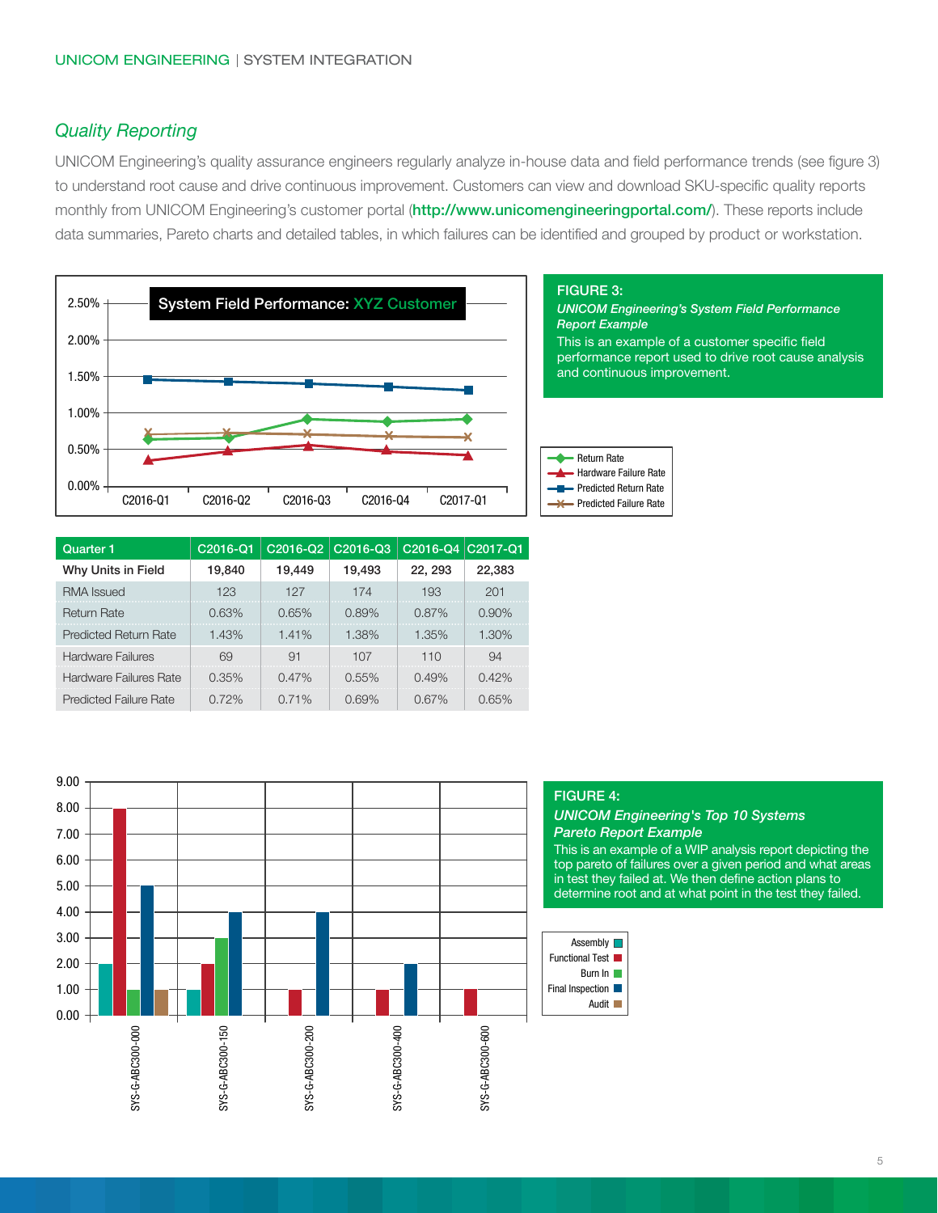## *Quality Reporting*

UNICOM Engineering's quality assurance engineers regularly analyze in-house data and field performance trends (see figure 3) to understand root cause and drive continuous improvement. Customers can view and download SKU-specific quality reports monthly from UNICOM Engineering's customer portal (**http://www.unicomengineeringportal.com/**). These reports include data summaries, Pareto charts and detailed tables, in which failures can be identified and grouped by product or workstation.

**FIGURE 3:**
***UNICOM Engineering's System Field Performance Report Example***
This is an example of a customer specific field performance report used to drive root cause analysis and continuous improvement.

| Quarter 1 | C2016-Q1 | C2016-Q2 | C2016-Q3 | C2016-Q4 | C2017-Q1 |
|---|---|---|---|---|---|
| **Why Units in Field** | **19,840** | **19,449** | **19,493** | **22, 293** | **22,383** |
| RMA Issued | 123 | 127 | 174 | 193 | 201 |
| Return Rate | 0.63% | 0.65% | 0.89% | 0.87% | 0.90% |
| Predicted Return Rate | 1.43% | 1.41% | 1.38% | 1.35% | 1.30% |
| Hardware Failures | 69 | 91 | 107 | 110 | 94 |
| Hardware Failures Rate | 0.35% | 0.47% | 0.55% | 0.49% | 0.42% |
| Predicted Failure Rate | 0.72% | 0.71% | 0.69% | 0.67% | 0.65% |

**FIGURE 4:**
***UNICOM Engineering's Top 10 Systems Pareto Report Example***
This is an example of a WIP analysis report depicting the top pareto of failures over a given period and what areas in test they failed at. We then define action plans to determine root and at what point in the test they failed.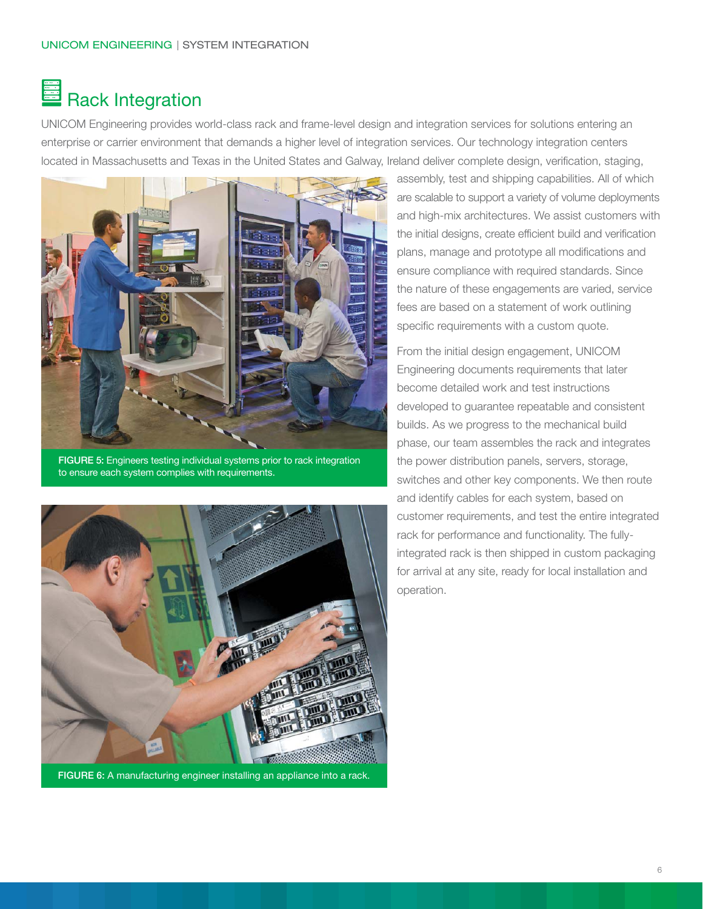# Rack Integration

UNICOM Engineering provides world-class rack and frame-level design and integration services for solutions entering an enterprise or carrier environment that demands a higher level of integration services. Our technology integration centers located in Massachusetts and Texas in the United States and Galway, Ireland deliver complete design, verification, staging, assembly, test and shipping capabilities. All of which are scalable to support a variety of volume deployments and high-mix architectures. We assist customers with the initial designs, create efficient build and verification plans, manage and prototype all modifications and ensure compliance with required standards. Since the nature of these engagements are varied, service fees are based on a statement of work outlining specific requirements with a custom quote.

**FIGURE 5:** Engineers testing individual systems prior to rack integration to ensure each system complies with requirements.

**FIGURE 6:** A manufacturing engineer installing an appliance into a rack.

From the initial design engagement, UNICOM Engineering documents requirements that later become detailed work and test instructions developed to guarantee repeatable and consistent builds. As we progress to the mechanical build phase, our team assembles the rack and integrates the power distribution panels, servers, storage, switches and other key components. We then route and identify cables for each system, based on customer requirements, and test the entire integrated rack for performance and functionality. The fully-integrated rack is then shipped in custom packaging for arrival at any site, ready for local installation and operation.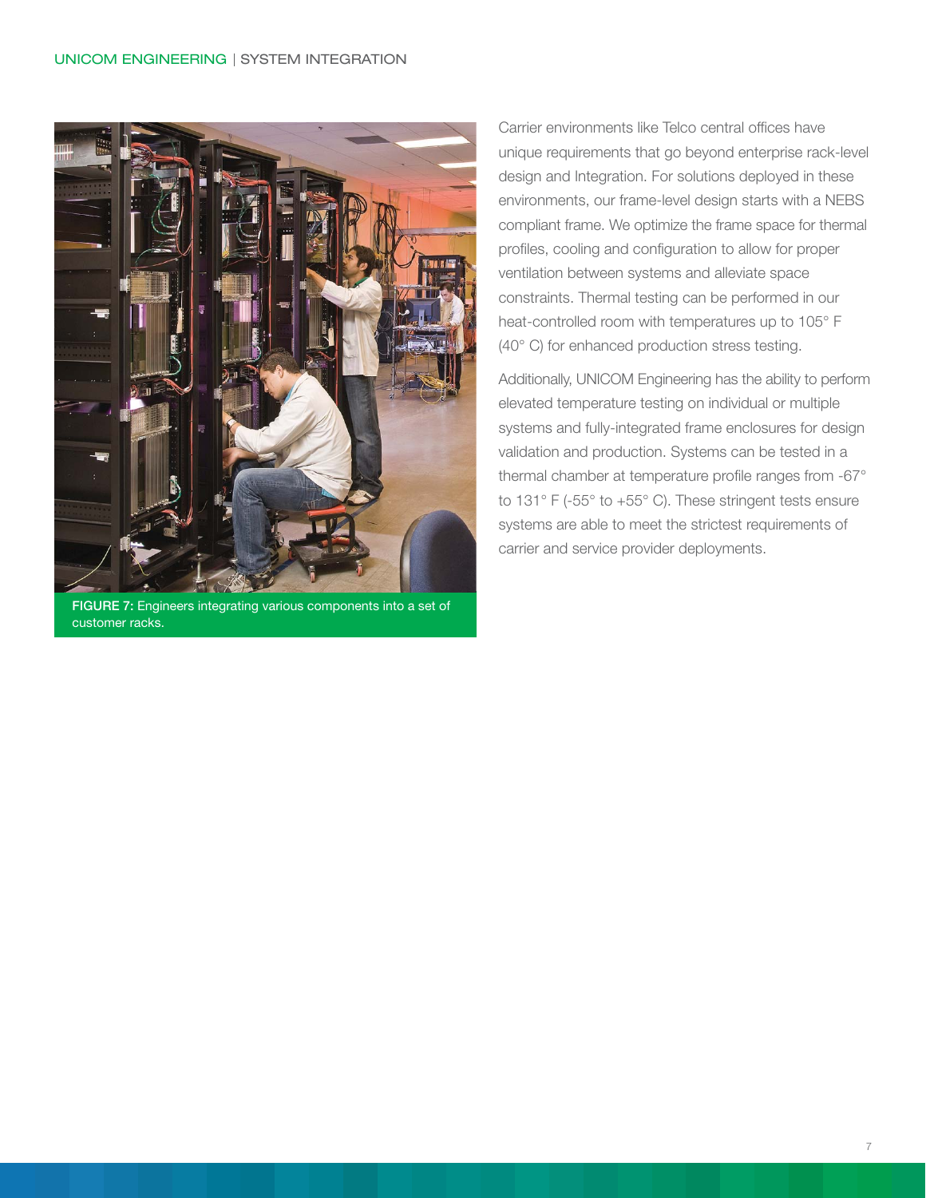FIGURE 7: Engineers integrating various components into a set of customer racks.

Carrier environments like Telco central offices have unique requirements that go beyond enterprise rack-level design and Integration. For solutions deployed in these environments, our frame-level design starts with a NEBS compliant frame. We optimize the frame space for thermal profiles, cooling and configuration to allow for proper ventilation between systems and alleviate space constraints. Thermal testing can be performed in our heat-controlled room with temperatures up to 105° F (40° C) for enhanced production stress testing.

Additionally, UNICOM Engineering has the ability to perform elevated temperature testing on individual or multiple systems and fully-integrated frame enclosures for design validation and production. Systems can be tested in a thermal chamber at temperature profile ranges from -67° to 131° F (-55° to +55° C). These stringent tests ensure systems are able to meet the strictest requirements of carrier and service provider deployments.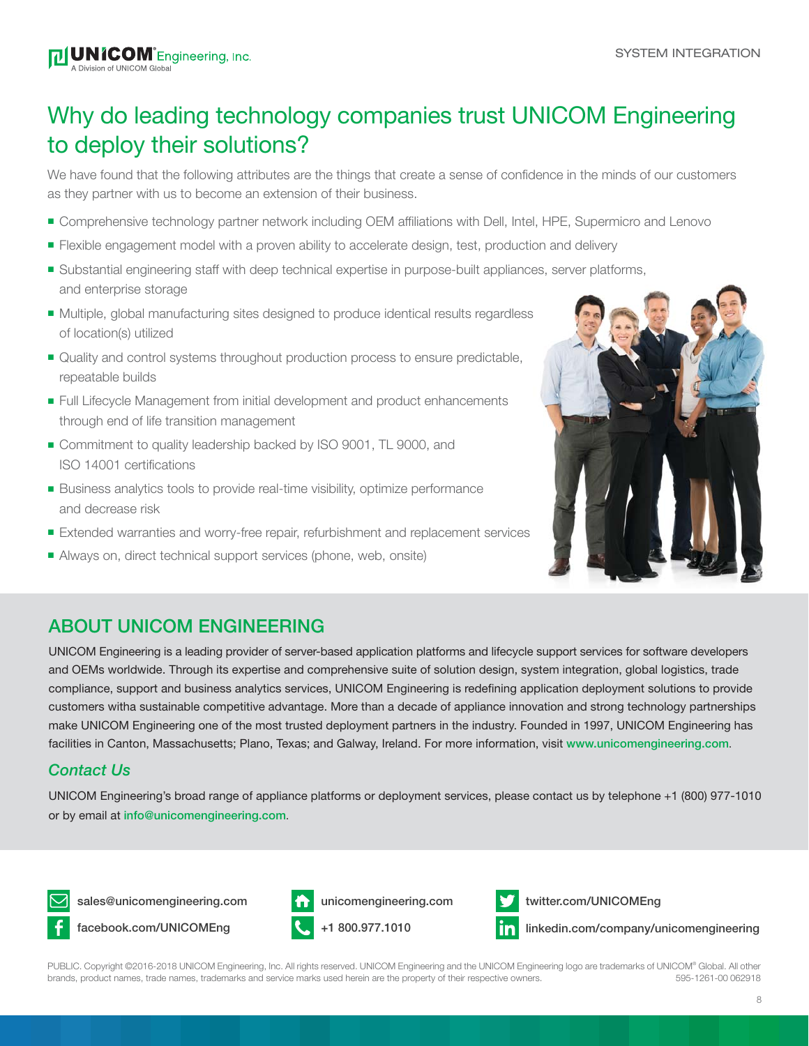UNICOM Engineering, Inc.
A Division of UNICOM Global

SYSTEM INTEGRATION

# Why do leading technology companies trust UNICOM Engineering to deploy their solutions?

We have found that the following attributes are the things that create a sense of confidence in the minds of our customers as they partner with us to become an extension of their business.

- Comprehensive technology partner network including OEM affiliations with Dell, Intel, HPE, Supermicro and Lenovo
- Flexible engagement model with a proven ability to accelerate design, test, production and delivery
- Substantial engineering staff with deep technical expertise in purpose-built appliances, server platforms, and enterprise storage
- Multiple, global manufacturing sites designed to produce identical results regardless of location(s) utilized
- Quality and control systems throughout production process to ensure predictable, repeatable builds
- Full Lifecycle Management from initial development and product enhancements through end of life transition management
- Commitment to quality leadership backed by ISO 9001, TL 9000, and ISO 14001 certifications
- Business analytics tools to provide real-time visibility, optimize performance and decrease risk
- Extended warranties and worry-free repair, refurbishment and replacement services
- Always on, direct technical support services (phone, web, onsite)

## ABOUT UNICOM ENGINEERING

UNICOM Engineering is a leading provider of server-based application platforms and lifecycle support services for software developers and OEMs worldwide. Through its expertise and comprehensive suite of solution design, system integration, global logistics, trade compliance, support and business analytics services, UNICOM Engineering is redefining application deployment solutions to provide customers witha sustainable competitive advantage. More than a decade of appliance innovation and strong technology partnerships make UNICOM Engineering one of the most trusted deployment partners in the industry. Founded in 1997, UNICOM Engineering has facilities in Canton, Massachusetts; Plano, Texas; and Galway, Ireland. For more information, visit www.unicomengineering.com.

### *Contact Us*

UNICOM Engineering's broad range of appliance platforms or deployment services, please contact us by telephone +1 (800) 977-1010 or by email at info@unicomengineering.com.

sales@unicomengineering.com
facebook.com/UNICOMEng
unicomengineering.com
+1 800.977.1010
twitter.com/UNICOMEng
linkedin.com/company/unicomengineering

PUBLIC. Copyright ©2016-2018 UNICOM Engineering, Inc. All rights reserved. UNICOM Engineering and the UNICOM Engineering logo are trademarks of UNICOM® Global. All other brands, product names, trade names, trademarks and service marks used herein are the property of their respective owners. 595-1261-00 062918